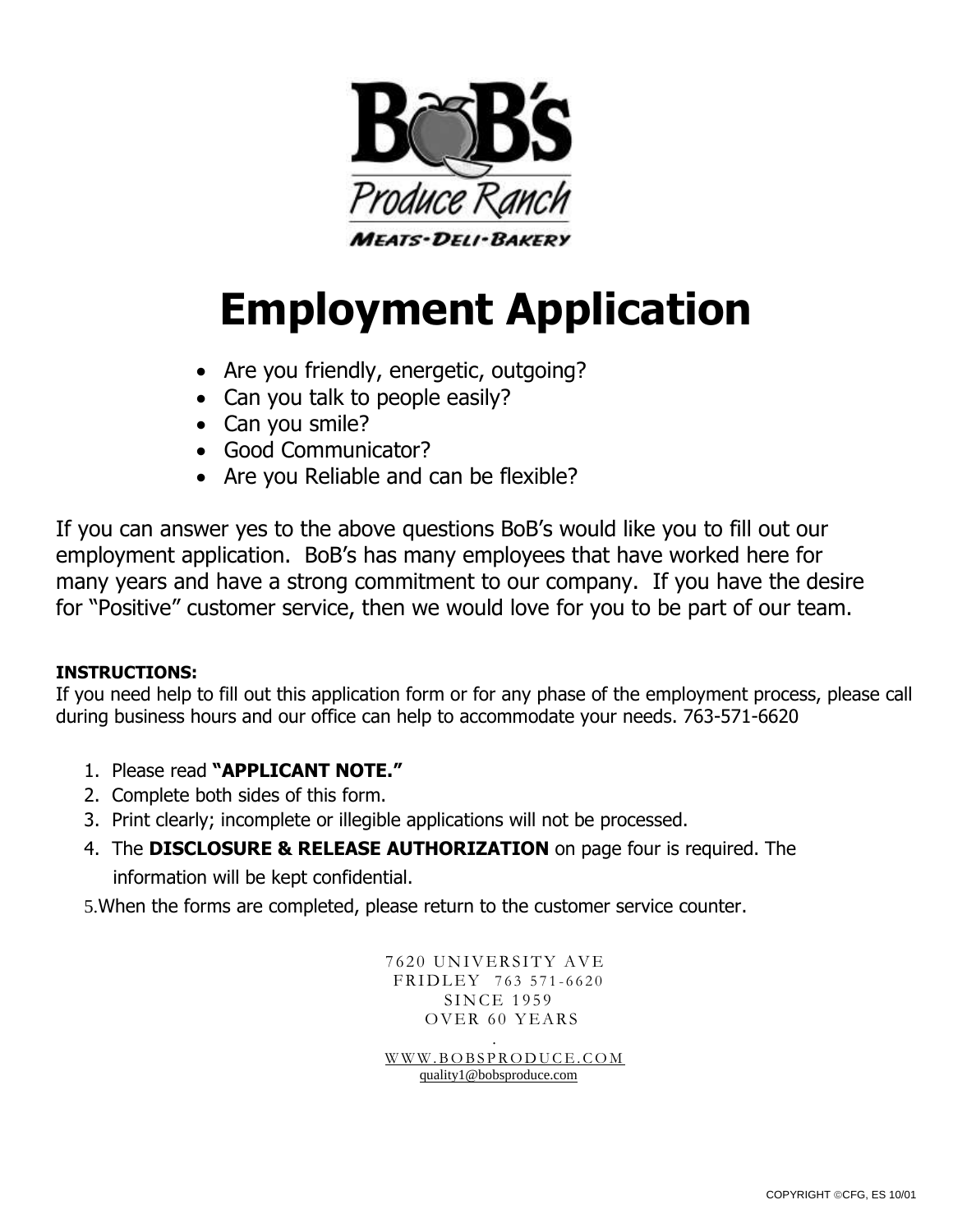BoB's Produce Ranch

MEATS-DELI-BAKERY

# Employment Application

- Are you friendly, energetic, outgoing?
- Can you talk to people easily?
- Can you smile?
- Good Communicator?
- Are you Reliable and can be flexible?

If you can answer yes to the above questions BoB's would like you to fill out our employment application. BoB's has many employees that have worked here for many years and have a strong commitment to our company. If you have the desire for "Positive" customer service, then we would love for you to be part of our team.

**INSTRUCTIONS:**

If you need help to fill out this application form or for any phase of the employment process, please call during business hours and our office can help to accommodate your needs. 763-571-6620

1. Please read **"APPLICANT NOTE."**
2. Complete both sides of this form.
3. Print clearly; incomplete or illegible applications will not be processed.
4. The **DISCLOSURE & RELEASE AUTHORIZATION** on page four is required. The information will be kept confidential.
5. When the forms are completed, please return to the customer service counter.

7620 UNIVERSITY AVE
FRIDLEY 763 571-6620
SINCE 1959
OVER 60 YEARS

WWW.BOBSPRODUCE.COM
quality1@bobsproduce.com

COPYRIGHT ©CFG, ES 10/01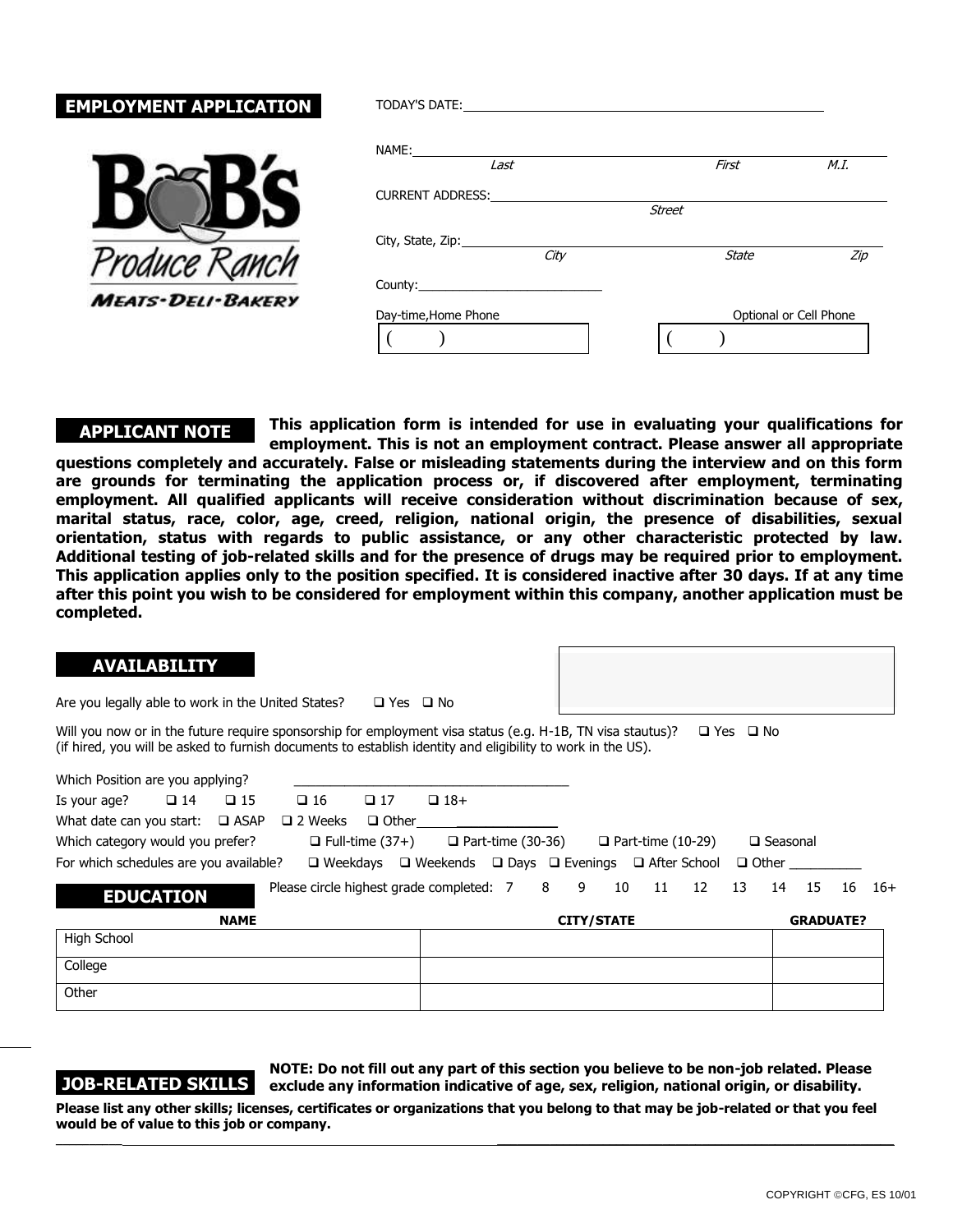## EMPLOYMENT APPLICATION

**Bob's Produce Ranch**
*Meats-Deli-Bakery*

TODAY'S DATE: ____________________

NAME: ____________________
*Last* *First* *M.I.*

CURRENT ADDRESS: ____________________
*Street*

City, State, Zip: ____________________
*City* *State* *Zip*

County: ____________________

Day-time,Home Phone ( ) Optional or Cell Phone ( )

## APPLICANT NOTE

**This application form is intended for use in evaluating your qualifications for employment. This is not an employment contract. Please answer all appropriate questions completely and accurately. False or misleading statements during the interview and on this form are grounds for terminating the application process or, if discovered after employment, terminating employment. All qualified applicants will receive consideration without discrimination because of sex, marital status, race, color, age, creed, religion, national origin, the presence of disabilities, sexual orientation, status with regards to public assistance, or any other characteristic protected by law. Additional testing of job-related skills and for the presence of drugs may be required prior to employment. This application applies only to the position specified. It is considered inactive after 30 days. If at any time after this point you wish to be considered for employment within this company, another application must be completed.**

## AVAILABILITY

Are you legally able to work in the United States? ❑ Yes ❑ No

Will you now or in the future require sponsorship for employment visa status (e.g. H-1B, TN visa stautus)? ❑ Yes ❑ No
(if hired, you will be asked to furnish documents to establish identity and eligibility to work in the US).

Which Position are you applying? ____________________

Is your age? ❑ 14 ❑ 15 ❑ 16 ❑ 17 ❑ 18+

What date can you start: ❑ ASAP ❑ 2 Weeks ❑ Other ____________

Which category would you prefer? ❑ Full-time (37+) ❑ Part-time (30-36) ❑ Part-time (10-29) ❑ Seasonal

For which schedules are you available? ❑ Weekdays ❑ Weekends ❑ Days ❑ Evenings ❑ After School ❑ Other __________

## EDUCATION

Please circle highest grade completed: 7 8 9 10 11 12 13 14 15 16 16+

| NAME | CITY/STATE | GRADUATE? |
|---|---|---|
| High School | | |
| College | | |
| Other | | |

## JOB-RELATED SKILLS

**NOTE: Do not fill out any part of this section you believe to be non-job related. Please exclude any information indicative of age, sex, religion, national origin, or disability.**

**Please list any other skills; licenses, certificates or organizations that you belong to that may be job-related or that you feel would be of value to this job or company.**

____________________

COPYRIGHT ©CFG, ES 10/01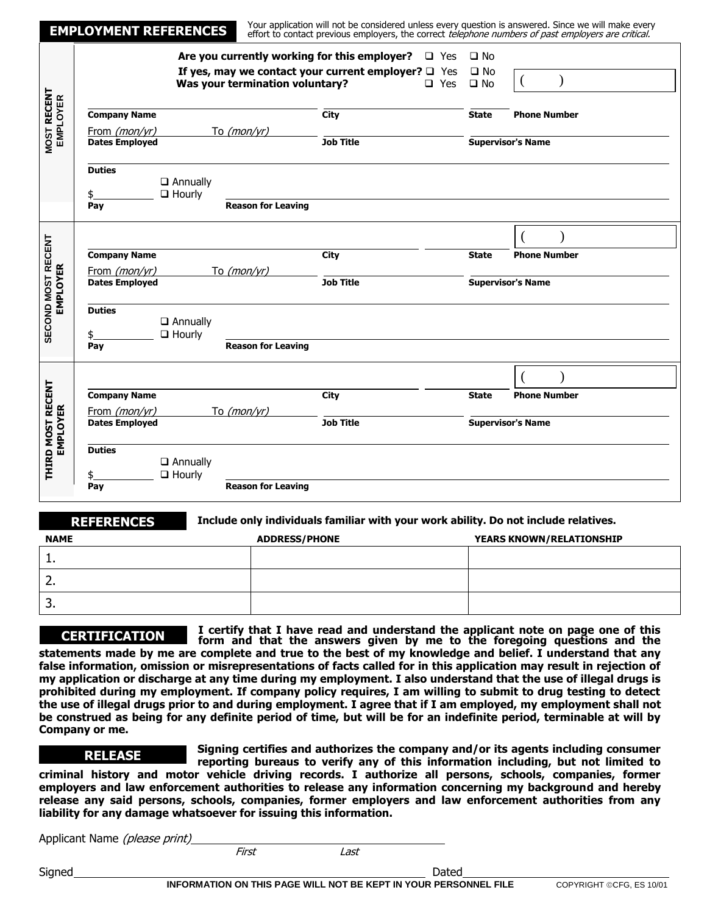## EMPLOYMENT REFERENCES

Your application will not be considered unless every question is answered. Since we will make every effort to contact previous employers, the correct *telephone numbers of past employers are critical.*

### MOST RECENT EMPLOYER

**Are you currently working for this employer?** ☐ Yes ☐ No

**If yes, may we contact your current employer?** ☐ Yes ☐ No

**Was your termination voluntary?** ☐ Yes ☐ No

( )

**Company Name** ____ **City** ____ **State** ____ **Phone Number** ____

From *(mon/yr)* ____ To *(mon/yr)* ____

**Dates Employed** ____ **Job Title** ____ **Supervisor's Name** ____

**Duties** ____

$____ ☐ Annually ☐ Hourly

**Pay** ____ **Reason for Leaving** ____

### SECOND MOST RECENT EMPLOYER

( )

**Company Name** ____ **City** ____ **State** ____ **Phone Number** ____

From *(mon/yr)* ____ To *(mon/yr)* ____

**Dates Employed** ____ **Job Title** ____ **Supervisor's Name** ____

**Duties** ____

$____ ☐ Annually ☐ Hourly

**Pay** ____ **Reason for Leaving** ____

### THIRD MOST RECENT EMPLOYER

( )

**Company Name** ____ **City** ____ **State** ____ **Phone Number** ____

From *(mon/yr)* ____ To *(mon/yr)* ____

**Dates Employed** ____ **Job Title** ____ **Supervisor's Name** ____

**Duties** ____

$____ ☐ Annually ☐ Hourly

**Pay** ____ **Reason for Leaving** ____

## REFERENCES

**Include only individuals familiar with your work ability. Do not include relatives.**

| NAME | ADDRESS/PHONE | YEARS KNOWN/RELATIONSHIP |
|---|---|---|
| 1. | | |
| 2. | | |
| 3. | | |

## CERTIFICATION

**I certify that I have read and understand the applicant note on page one of this form and that the answers given by me to the foregoing questions and the statements made by me are complete and true to the best of my knowledge and belief. I understand that any false information, omission or misrepresentations of facts called for in this application may result in rejection of my application or discharge at any time during my employment. I also understand that the use of illegal drugs is prohibited during my employment. If company policy requires, I am willing to submit to drug testing to detect the use of illegal drugs prior to and during employment. I agree that if I am employed, my employment shall not be construed as being for any definite period of time, but will be for an indefinite period, terminable at will by Company or me.**

## RELEASE

**Signing certifies and authorizes the company and/or its agents including consumer reporting bureaus to verify any of this information including, but not limited to criminal history and motor vehicle driving records. I authorize all persons, schools, companies, former employers and law enforcement authorities to release any information concerning my background and hereby release any said persons, schools, companies, former employers and law enforcement authorities from any liability for any damage whatsoever for issuing this information.**

Applicant Name *(please print)* ____________________
*First* *Last*

Signed ____________________ Dated ____________________

**INFORMATION ON THIS PAGE WILL NOT BE KEPT IN YOUR PERSONNEL FILE**

COPYRIGHT ©CFG, ES 10/01